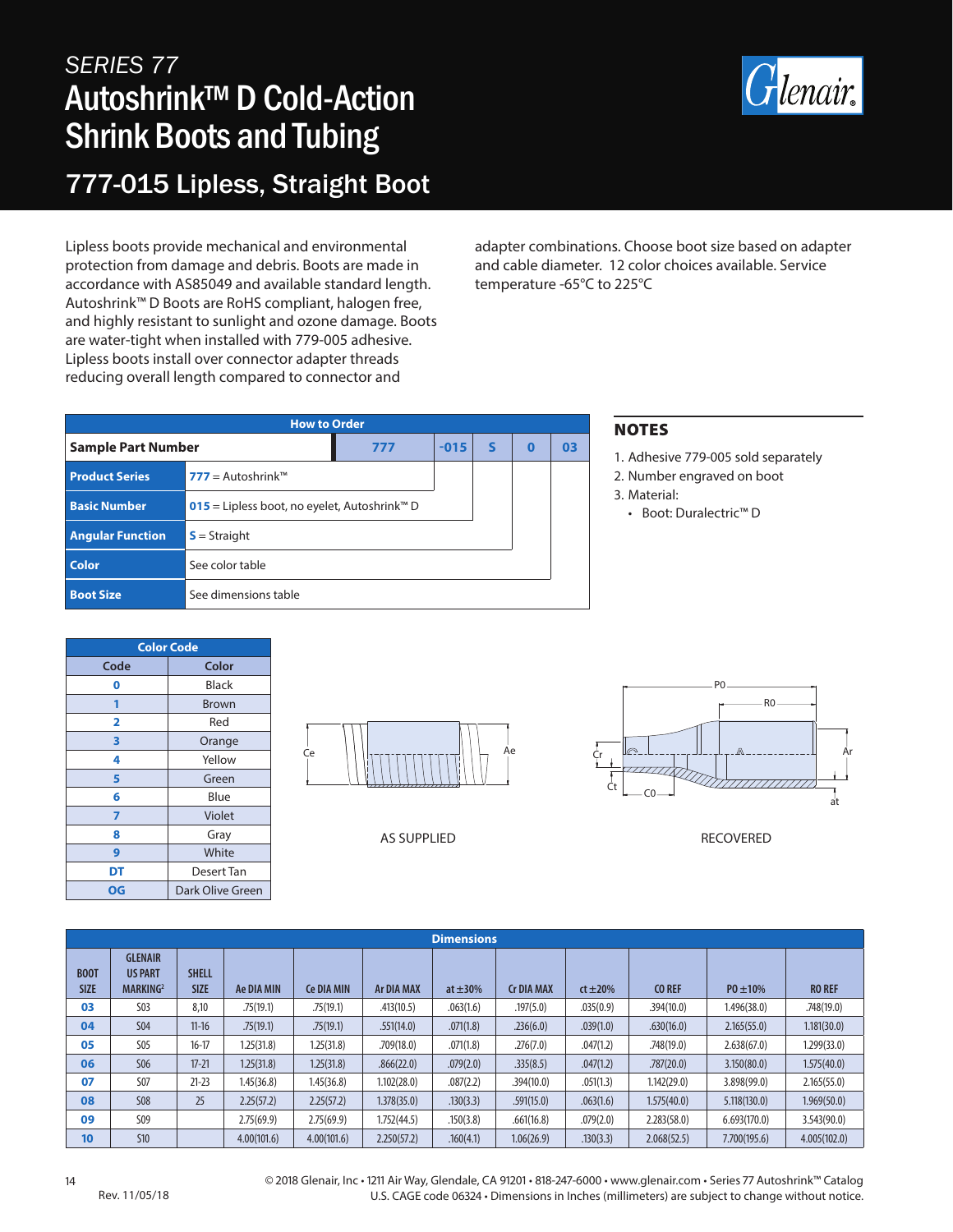# SERIES 77

# Autoshrink™ D Cold-Action Shrink Boots and Tubing

## 777-015 Lipless, Straight Boot

Lipless boots provide mechanical and environmental protection from damage and debris. Boots are made in accordance with AS85049 and available standard length. Autoshrink™ D Boots are RoHS compliant, halogen free, and highly resistant to sunlight and ozone damage. Boots are water-tight when installed with 779-005 adhesive. Lipless boots install over connector adapter threads reducing overall length compared to connector and adapter combinations. Choose boot size based on adapter and cable diameter. 12 color choices available. Service temperature -65°C to 225°C

| How to Order | | | | | | |
|---|---|---|---|---|---|---|
| **Sample Part Number** | | **777** | **-015** | **S** | **0** | **03** |
| **Product Series** | **777** = Autoshrink™ | | | | | |
| **Basic Number** | **015** = Lipless boot, no eyelet, Autoshrink™ D | | | | | |
| **Angular Function** | **S** = Straight | | | | | |
| **Color** | See color table | | | | | |
| **Boot Size** | See dimensions table | | | | | |

## NOTES

1. Adhesive 779-005 sold separately
2. Number engraved on boot
3. Material:
   - Boot: Duralectric™ D

| Color Code | |
|---|---|
| **Code** | **Color** |
| **0** | Black |
| **1** | Brown |
| **2** | Red |
| **3** | Orange |
| **4** | Yellow |
| **5** | Green |
| **6** | Blue |
| **7** | Violet |
| **8** | Gray |
| **9** | White |
| **DT** | Desert Tan |
| **OG** | Dark Olive Green |

Ce  Ae

AS SUPPLIED

P0  R0  Cr  Ct  C0  Ar  at

RECOVERED

| Dimensions | | | | | | | | | | | |
|---|---|---|---|---|---|---|---|---|---|---|---|
| **BOOT SIZE** | **GLENAIR US PART MARKING[2]** | **SHELL SIZE** | **Ae DIA MIN** | **Ce DIA MIN** | **Ar DIA MAX** | **at ±30%** | **Cr DIA MAX** | **ct ±20%** | **CO REF** | **PO ±10%** | **RO REF** |
| **03** | S03 | 8,10 | .75(19.1) | .75(19.1) | .413(10.5) | .063(1.6) | .197(5.0) | .035(0.9) | .394(10.0) | 1.496(38.0) | .748(19.0) |
| **04** | S04 | 11-16 | .75(19.1) | .75(19.1) | .551(14.0) | .071(1.8) | .236(6.0) | .039(1.0) | .630(16.0) | 2.165(55.0) | 1.181(30.0) |
| **05** | S05 | 16-17 | 1.25(31.8) | 1.25(31.8) | .709(18.0) | .071(1.8) | .276(7.0) | .047(1.2) | .748(19.0) | 2.638(67.0) | 1.299(33.0) |
| **06** | S06 | 17-21 | 1.25(31.8) | 1.25(31.8) | .866(22.0) | .079(2.0) | .335(8.5) | .047(1.2) | .787(20.0) | 3.150(80.0) | 1.575(40.0) |
| **07** | S07 | 21-23 | 1.45(36.8) | 1.45(36.8) | 1.102(28.0) | .087(2.2) | .394(10.0) | .051(1.3) | 1.142(29.0) | 3.898(99.0) | 2.165(55.0) |
| **08** | S08 | 25 | 2.25(57.2) | 2.25(57.2) | 1.378(35.0) | .130(3.3) | .591(15.0) | .063(1.6) | 1.575(40.0) | 5.118(130.0) | 1.969(50.0) |
| **09** | S09 | | 2.75(69.9) | 2.75(69.9) | 1.752(44.5) | .150(3.8) | .661(16.8) | .079(2.0) | 2.283(58.0) | 6.693(170.0) | 3.543(90.0) |
| **10** | S10 | | 4.00(101.6) | 4.00(101.6) | 2.250(57.2) | .160(4.1) | 1.06(26.9) | .130(3.3) | 2.068(52.5) | 7.700(195.6) | 4.005(102.0) |

Rev. 11/05/18

© 2018 Glenair, Inc • 1211 Air Way, Glendale, CA 91201 • 818-247-6000 • www.glenair.com • Series 77 Autoshrink™ Catalog
U.S. CAGE code 06324 • Dimensions in Inches (millimeters) are subject to change without notice.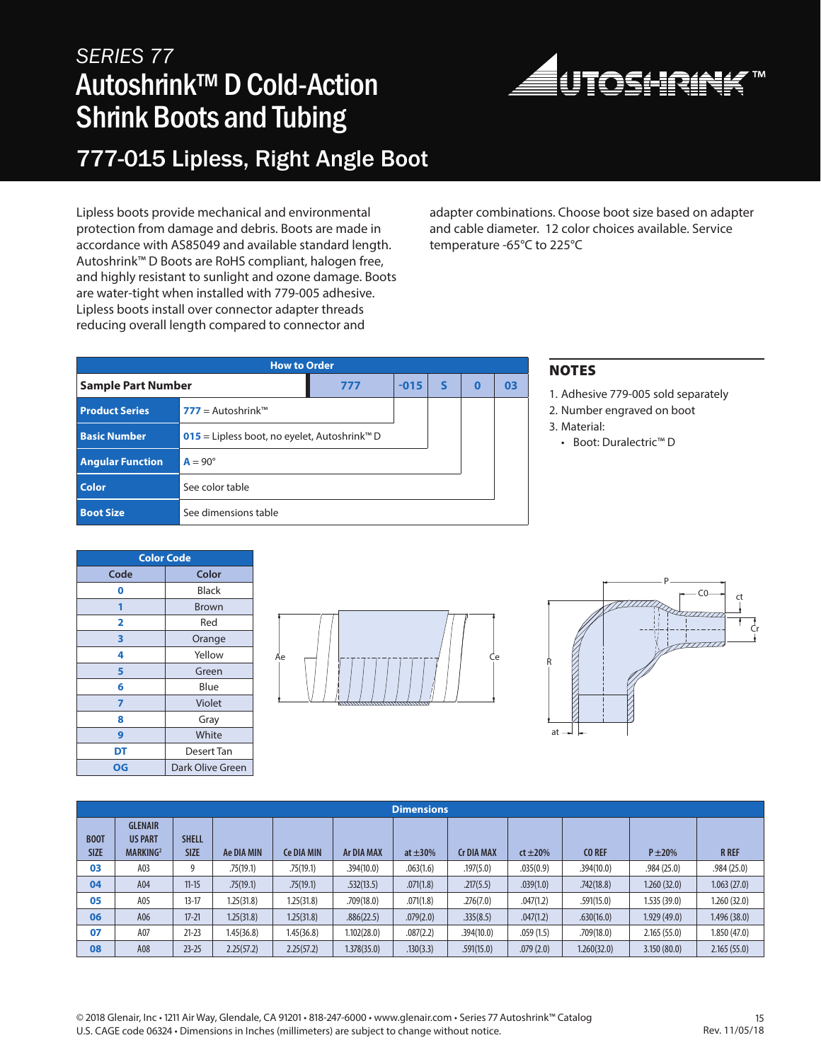# SERIES 77

# Autoshrink™ D Cold-Action Shrink Boots and Tubing

## 777-015 Lipless, Right Angle Boot

Lipless boots provide mechanical and environmental protection from damage and debris. Boots are made in accordance with AS85049 and available standard length. Autoshrink™ D Boots are RoHS compliant, halogen free, and highly resistant to sunlight and ozone damage. Boots are water-tight when installed with 779-005 adhesive. Lipless boots install over connector adapter threads reducing overall length compared to connector and adapter combinations. Choose boot size based on adapter and cable diameter. 12 color choices available. Service temperature -65°C to 225°C

| How to Order | | | | | | |
|---|---|---|---|---|---|---|
| **Sample Part Number** | | 777 | -015 | S | 0 | 03 |
| **Product Series** | 777 = Autoshrink™ | | | | | |
| **Basic Number** | 015 = Lipless boot, no eyelet, Autoshrink™ D | | | | | |
| **Angular Function** | A = 90° | | | | | |
| **Color** | See color table | | | | | |
| **Boot Size** | See dimensions table | | | | | |

### NOTES

1. Adhesive 779-005 sold separately
2. Number engraved on boot
3. Material:
   - Boot: Duralectric™ D

| Code | Color |
|---|---|
| 0 | Black |
| 1 | Brown |
| 2 | Red |
| 3 | Orange |
| 4 | Yellow |
| 5 | Green |
| 6 | Blue |
| 7 | Violet |
| 8 | Gray |
| 9 | White |
| DT | Desert Tan |
| OG | Dark Olive Green |

Ae
Ce

P
CO
ct
Cr
R
at

| BOOT SIZE | GLENAIR US PART MARKING[2] | SHELL SIZE | Ae DIA MIN | Ce DIA MIN | Ar DIA MAX | at ±30% | Cr DIA MAX | ct ±20% | CO REF | P ±20% | R REF |
|---|---|---|---|---|---|---|---|---|---|---|---|
| 03 | A03 | 9 | .75(19.1) | .75(19.1) | .394(10.0) | .063(1.6) | .197(5.0) | .035(0.9) | .394(10.0) | .984 (25.0) | .984 (25.0) |
| 04 | A04 | 11-15 | .75(19.1) | .75(19.1) | .532(13.5) | .071(1.8) | .217(5.5) | .039(1.0) | .742(18.8) | 1.260 (32.0) | 1.063 (27.0) |
| 05 | A05 | 13-17 | 1.25(31.8) | 1.25(31.8) | .709(18.0) | .071(1.8) | .276(7.0) | .047(1.2) | .591(15.0) | 1.535 (39.0) | 1.260 (32.0) |
| 06 | A06 | 17-21 | 1.25(31.8) | 1.25(31.8) | .886(22.5) | .079(2.0) | .335(8.5) | .047(1.2) | .630(16.0) | 1.929 (49.0) | 1.496 (38.0) |
| 07 | A07 | 21-23 | 1.45(36.8) | 1.45(36.8) | 1.102(28.0) | .087(2.2) | .394(10.0) | .059 (1.5) | .709(18.0) | 2.165 (55.0) | 1.850 (47.0) |
| 08 | A08 | 23-25 | 2.25(57.2) | 2.25(57.2) | 1.378(35.0) | .130(3.3) | .591(15.0) | .079 (2.0) | 1.260(32.0) | 3.150 (80.0) | 2.165 (55.0) |

© 2018 Glenair, Inc • 1211 Air Way, Glendale, CA 91201 • 818-247-6000 • www.glenair.com • Series 77 Autoshrink™ Catalog
U.S. CAGE code 06324 • Dimensions in Inches (millimeters) are subject to change without notice.

Rev. 11/05/18